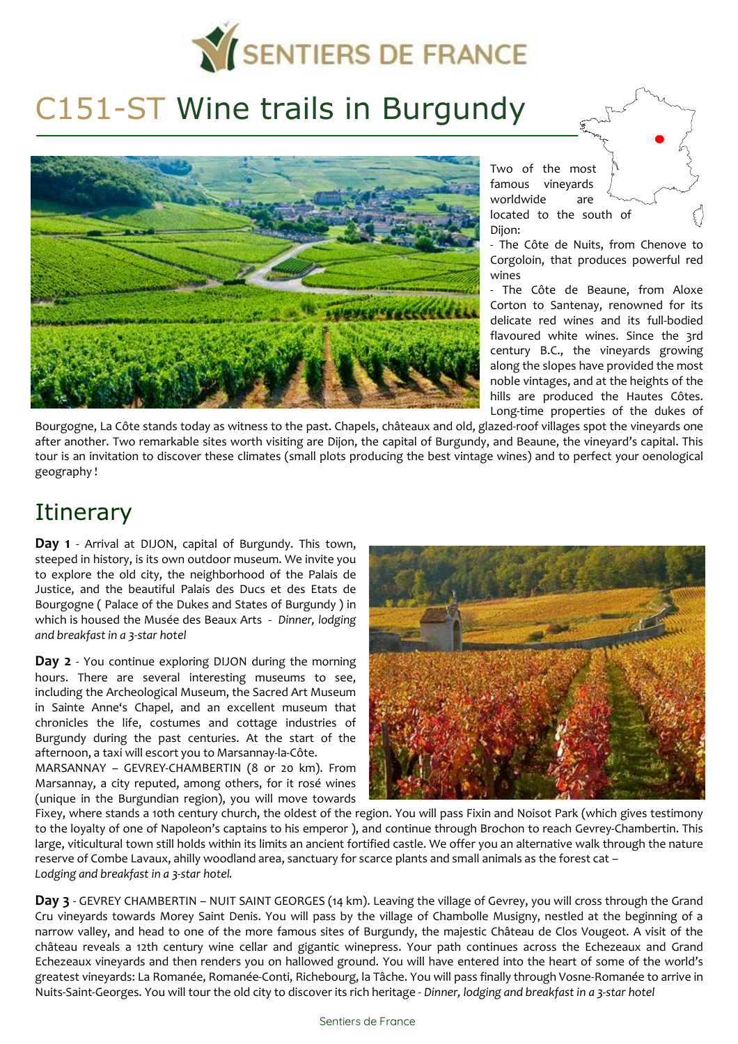# C151-ST Wine trails in Burgundy

Two of the most famous vineyards worldwide are located to the south of Dijon:

- The Côte de Nuits, from Chenove to Corgoloin, that produces powerful red wines
- The Côte de Beaune, from Aloxe Corton to Santenay, renowned for its delicate red wines and its full-bodied flavoured white wines. Since the 3rd century B.C., the vineyards growing along the slopes have provided the most noble vintages, and at the heights of the hills are produced the Hautes Côtes. Long-time properties of the dukes of Bourgogne, La Côte stands today as witness to the past. Chapels, châteaux and old, glazed-roof villages spot the vineyards one after another. Two remarkable sites worth visiting are Dijon, the capital of Burgundy, and Beaune, the vineyard's capital. This tour is an invitation to discover these climates (small plots producing the best vintage wines) and to perfect your oenological geography !

## Itinerary

**Day 1** - Arrival at DIJON, capital of Burgundy. This town, steeped in history, is its own outdoor museum. We invite you to explore the old city, the neighborhood of the Palais de Justice, and the beautiful Palais des Ducs et des Etats de Bourgogne ( Palace of the Dukes and States of Burgundy ) in which is housed the Musée des Beaux Arts - *Dinner, lodging and breakfast in a 3-star hotel*

**Day 2** - You continue exploring DIJON during the morning hours. There are several interesting museums to see, including the Archeological Museum, the Sacred Art Museum in Sainte Anne's Chapel, and an excellent museum that chronicles the life, costumes and cottage industries of Burgundy during the past centuries. At the start of the afternoon, a taxi will escort you to Marsannay-la-Côte.
MARSANNAY – GEVREY-CHAMBERTIN (8 or 20 km). From Marsannay, a city reputed, among others, for it rosé wines (unique in the Burgundian region), you will move towards Fixey, where stands a 10th century church, the oldest of the region. You will pass Fixin and Noisot Park (which gives testimony to the loyalty of one of Napoleon's captains to his emperor ), and continue through Brochon to reach Gevrey-Chambertin. This large, viticultural town still holds within its limits an ancient fortified castle. We offer you an alternative walk through the nature reserve of Combe Lavaux, ahilly woodland area, sanctuary for scarce plants and small animals as the forest cat –
*Lodging and breakfast in a 3-star hotel.*

**Day 3** - GEVREY CHAMBERTIN – NUIT SAINT GEORGES (14 km). Leaving the village of Gevrey, you will cross through the Grand Cru vineyards towards Morey Saint Denis. You will pass by the village of Chambolle Musigny, nestled at the beginning of a narrow valley, and head to one of the more famous sites of Burgundy, the majestic Château de Clos Vougeot. A visit of the château reveals a 12th century wine cellar and gigantic winepress. Your path continues across the Echezeaux and Grand Echezeaux vineyards and then renders you on hallowed ground. You will have entered into the heart of some of the world's greatest vineyards: La Romanée, Romanée-Conti, Richebourg, la Tâche. You will pass finally through Vosne-Romanée to arrive in Nuits-Saint-Georges. You will tour the old city to discover its rich heritage - *Dinner, lodging and breakfast in a 3-star hotel*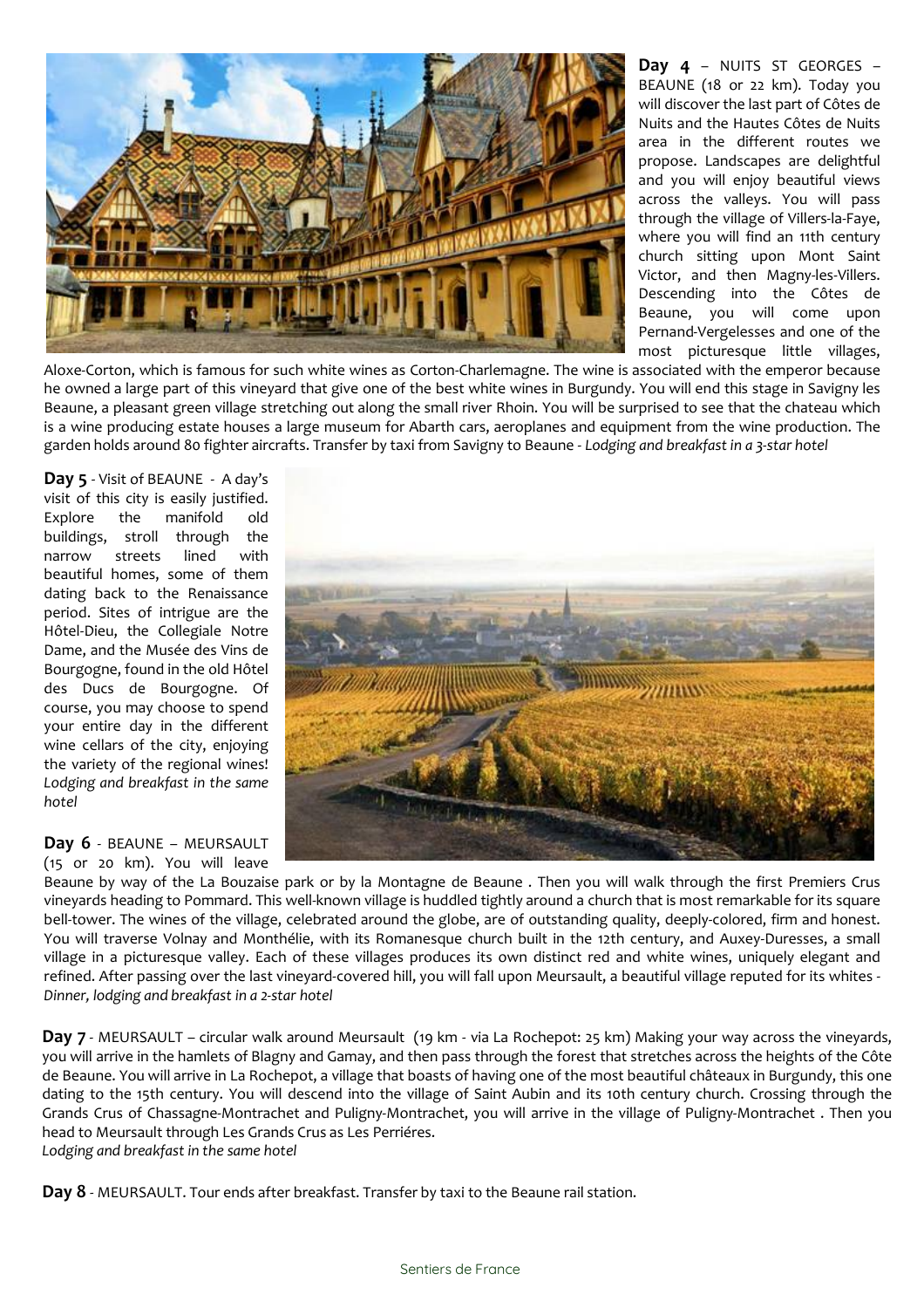**Day 4** – NUITS ST GEORGES – BEAUNE (18 or 22 km). Today you will discover the last part of Côtes de Nuits and the Hautes Côtes de Nuits area in the different routes we propose. Landscapes are delightful and you will enjoy beautiful views across the valleys. You will pass through the village of Villers-la-Faye, where you will find an 11th century church sitting upon Mont Saint Victor, and then Magny-les-Villers. Descending into the Côtes de Beaune, you will come upon Pernand-Vergelesses and one of the most picturesque little villages, Aloxe-Corton, which is famous for such white wines as Corton-Charlemagne. The wine is associated with the emperor because he owned a large part of this vineyard that give one of the best white wines in Burgundy. You will end this stage in Savigny les Beaune, a pleasant green village stretching out along the small river Rhoin. You will be surprised to see that the chateau which is a wine producing estate houses a large museum for Abarth cars, aeroplanes and equipment from the wine production. The garden holds around 80 fighter aircrafts. Transfer by taxi from Savigny to Beaune - *Lodging and breakfast in a 3-star hotel*

**Day 5** - Visit of BEAUNE - A day's visit of this city is easily justified. Explore the manifold old buildings, stroll through the narrow streets lined with beautiful homes, some of them dating back to the Renaissance period. Sites of intrigue are the Hôtel-Dieu, the Collegiale Notre Dame, and the Musée des Vins de Bourgogne, found in the old Hôtel des Ducs de Bourgogne. Of course, you may choose to spend your entire day in the different wine cellars of the city, enjoying the variety of the regional wines! *Lodging and breakfast in the same hotel*

**Day 6** - BEAUNE – MEURSAULT (15 or 20 km). You will leave Beaune by way of the La Bouzaise park or by la Montagne de Beaune . Then you will walk through the first Premiers Crus vineyards heading to Pommard. This well-known village is huddled tightly around a church that is most remarkable for its square bell-tower. The wines of the village, celebrated around the globe, are of outstanding quality, deeply-colored, firm and honest. You will traverse Volnay and Monthélie, with its Romanesque church built in the 12th century, and Auxey-Duresses, a small village in a picturesque valley. Each of these villages produces its own distinct red and white wines, uniquely elegant and refined. After passing over the last vineyard-covered hill, you will fall upon Meursault, a beautiful village reputed for its whites - *Dinner, lodging and breakfast in a 2-star hotel*

**Day 7** - MEURSAULT – circular walk around Meursault (19 km - via La Rochepot: 25 km) Making your way across the vineyards, you will arrive in the hamlets of Blagny and Gamay, and then pass through the forest that stretches across the heights of the Côte de Beaune. You will arrive in La Rochepot, a village that boasts of having one of the most beautiful châteaux in Burgundy, this one dating to the 15th century. You will descend into the village of Saint Aubin and its 10th century church. Crossing through the Grands Crus of Chassagne-Montrachet and Puligny-Montrachet, you will arrive in the village of Puligny-Montrachet . Then you head to Meursault through Les Grands Crus as Les Perriéres.
*Lodging and breakfast in the same hotel*

**Day 8** - MEURSAULT. Tour ends after breakfast. Transfer by taxi to the Beaune rail station.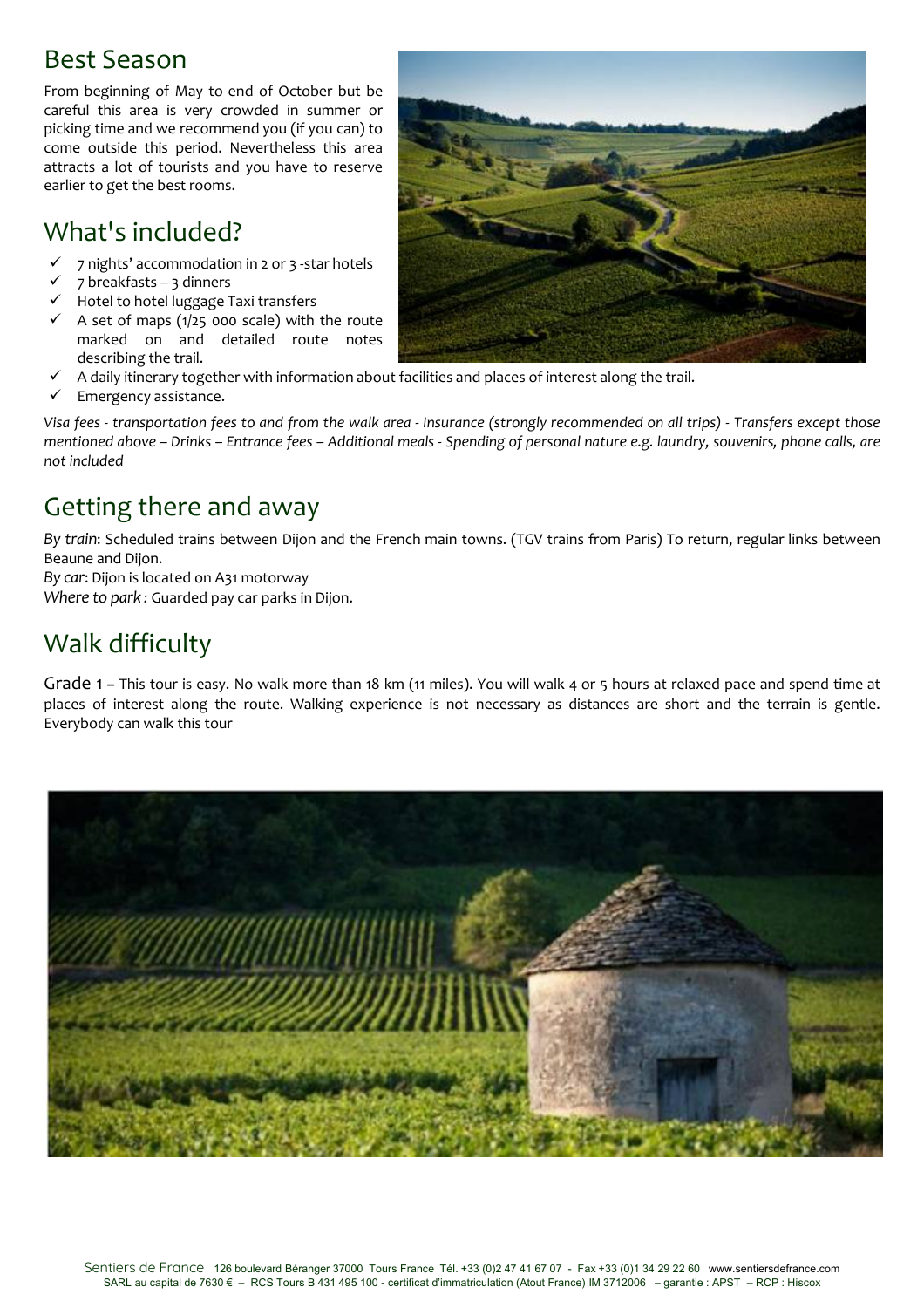## Best Season

From beginning of May to end of October but be careful this area is very crowded in summer or picking time and we recommend you (if you can) to come outside this period. Nevertheless this area attracts a lot of tourists and you have to reserve earlier to get the best rooms.

## What's included?

- ✓ 7 nights' accommodation in 2 or 3 -star hotels
- ✓ 7 breakfasts – 3 dinners
- ✓ Hotel to hotel luggage Taxi transfers
- ✓ A set of maps (1/25 000 scale) with the route marked on and detailed route notes describing the trail.
- ✓ A daily itinerary together with information about facilities and places of interest along the trail.
- ✓ Emergency assistance.

*Visa fees - transportation fees to and from the walk area - Insurance (strongly recommended on all trips) - Transfers except those mentioned above – Drinks – Entrance fees – Additional meals - Spending of personal nature e.g. laundry, souvenirs, phone calls, are not included*

## Getting there and away

*By train*: Scheduled trains between Dijon and the French main towns. (TGV trains from Paris) To return, regular links between Beaune and Dijon.
*By car*: Dijon is located on A31 motorway
*Where to park :* Guarded pay car parks in Dijon.

## Walk difficulty

Grade 1 – This tour is easy. No walk more than 18 km (11 miles). You will walk 4 or 5 hours at relaxed pace and spend time at places of interest along the route. Walking experience is not necessary as distances are short and the terrain is gentle. Everybody can walk this tour

Sentiers de France 126 boulevard Béranger 37000 Tours France Tél. +33 (0)2 47 41 67 07 - Fax +33 (0)1 34 29 22 60 www.sentiersdefrance.com
SARL au capital de 7630 € – RCS Tours B 431 495 100 - certificat d'immatriculation (Atout France) IM 3712006 – garantie : APST – RCP : Hiscox